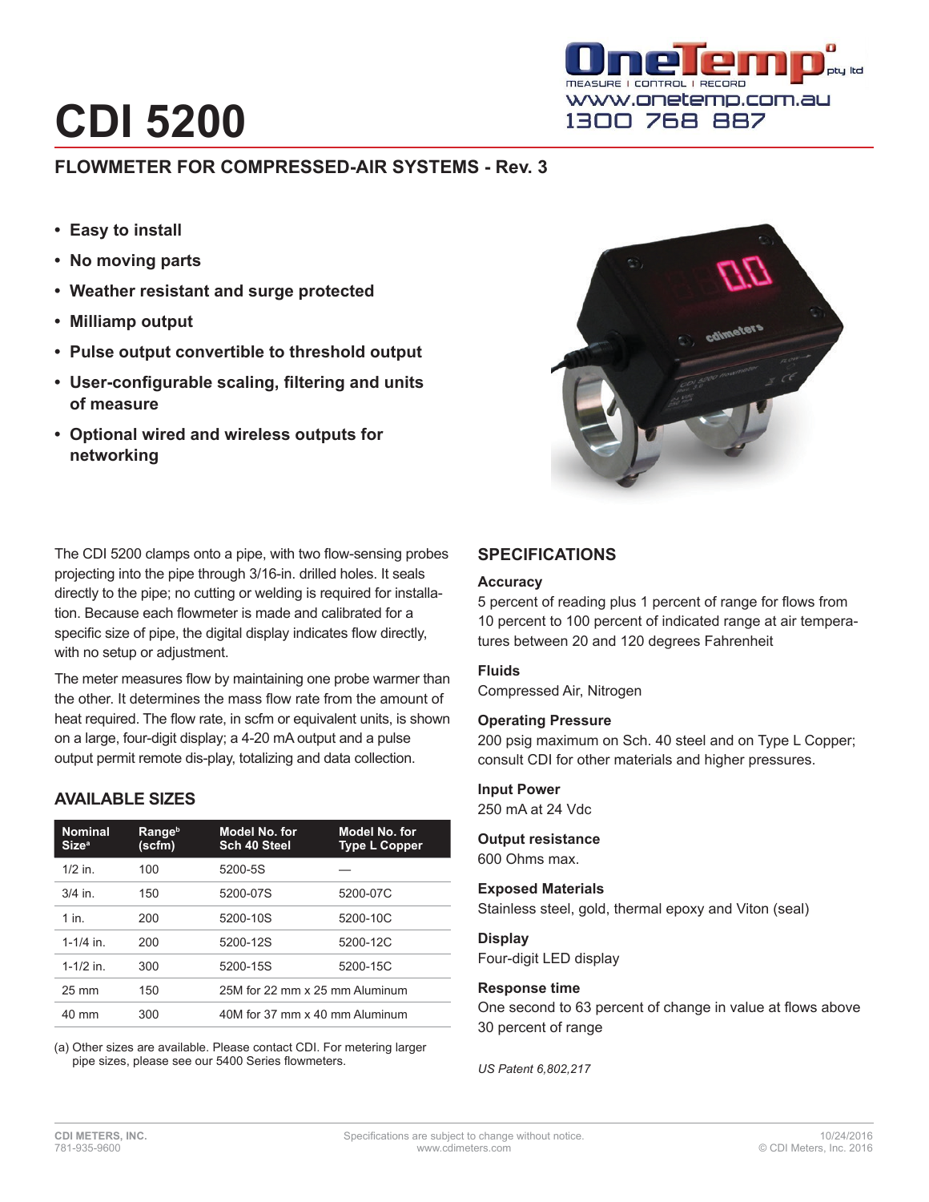# CDI 5200

## FLOWMETER FOR COMPRESSED-AIR SYSTEMS - Rev. 3

- **Easy to install**
- **No moving parts**
- **Weather resistant and surge protected**
- **Milliamp output**
- **Pulse output convertible to threshold output**
- **User-configurable scaling, filtering and units of measure**
- **Optional wired and wireless outputs for networking**

The CDI 5200 clamps onto a pipe, with two flow-sensing probes projecting into the pipe through 3/16-in. drilled holes. It seals directly to the pipe; no cutting or welding is required for installation. Because each flowmeter is made and calibrated for a specific size of pipe, the digital display indicates flow directly, with no setup or adjustment.

The meter measures flow by maintaining one probe warmer than the other. It determines the mass flow rate from the amount of heat required. The flow rate, in scfm or equivalent units, is shown on a large, four-digit display; a 4-20 mA output and a pulse output permit remote dis-play, totalizing and data collection.

### AVAILABLE SIZES

| Nominal Size[a] | Range[b] (scfm) | Model No. for Sch 40 Steel | Model No. for Type L Copper |
|---|---|---|---|
| 1/2 in. | 100 | 5200-5S | — |
| 3/4 in. | 150 | 5200-07S | 5200-07C |
| 1 in. | 200 | 5200-10S | 5200-10C |
| 1-1/4 in. | 200 | 5200-12S | 5200-12C |
| 1-1/2 in. | 300 | 5200-15S | 5200-15C |
| 25 mm | 150 | 25M for 22 mm x 25 mm Aluminum | |
| 40 mm | 300 | 40M for 37 mm x 40 mm Aluminum | |

(a) Other sizes are available. Please contact CDI. For metering larger pipe sizes, please see our 5400 Series flowmeters.

## SPECIFICATIONS

**Accuracy**
5 percent of reading plus 1 percent of range for flows from 10 percent to 100 percent of indicated range at air temperatures between 20 and 120 degrees Fahrenheit

**Fluids**
Compressed Air, Nitrogen

**Operating Pressure**
200 psig maximum on Sch. 40 steel and on Type L Copper; consult CDI for other materials and higher pressures.

**Input Power**
250 mA at 24 Vdc

**Output resistance**
600 Ohms max.

**Exposed Materials**
Stainless steel, gold, thermal epoxy and Viton (seal)

**Display**
Four-digit LED display

**Response time**
One second to 63 percent of change in value at flows above 30 percent of range

*US Patent 6,802,217*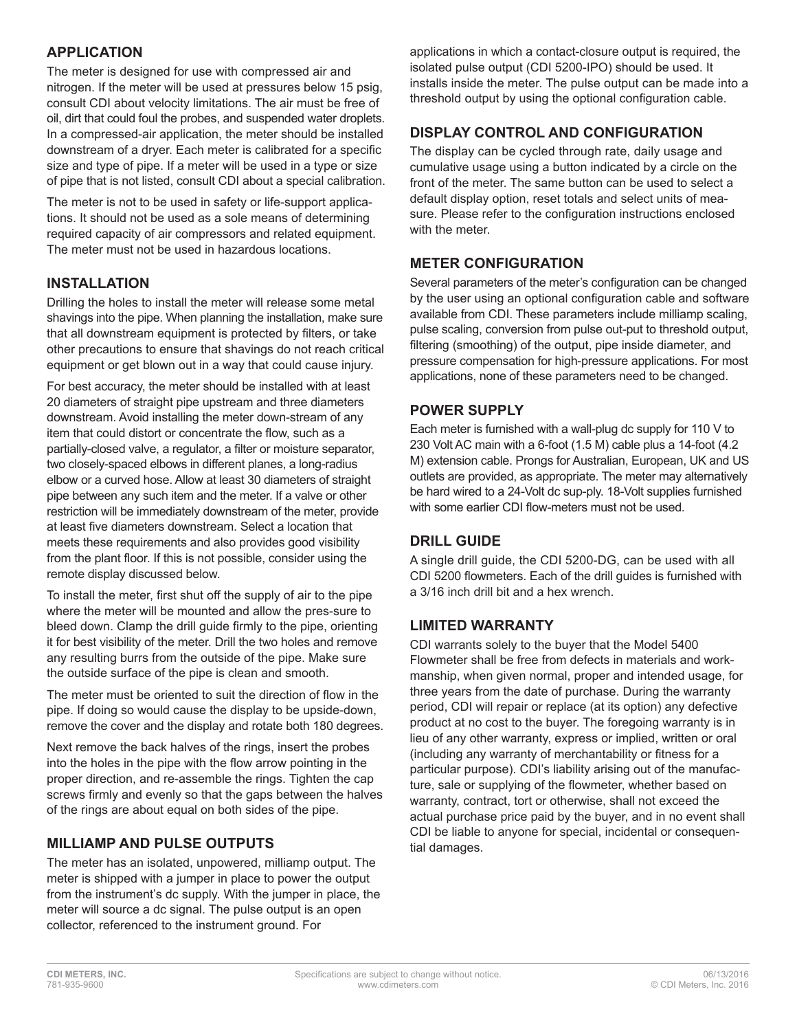## APPLICATION

The meter is designed for use with compressed air and nitrogen. If the meter will be used at pressures below 15 psig, consult CDI about velocity limitations. The air must be free of oil, dirt that could foul the probes, and suspended water droplets. In a compressed-air application, the meter should be installed downstream of a dryer. Each meter is calibrated for a specific size and type of pipe. If a meter will be used in a type or size of pipe that is not listed, consult CDI about a special calibration.

The meter is not to be used in safety or life-support applications. It should not be used as a sole means of determining required capacity of air compressors and related equipment. The meter must not be used in hazardous locations.

## INSTALLATION

Drilling the holes to install the meter will release some metal shavings into the pipe. When planning the installation, make sure that all downstream equipment is protected by filters, or take other precautions to ensure that shavings do not reach critical equipment or get blown out in a way that could cause injury.

For best accuracy, the meter should be installed with at least 20 diameters of straight pipe upstream and three diameters downstream. Avoid installing the meter down-stream of any item that could distort or concentrate the flow, such as a partially-closed valve, a regulator, a filter or moisture separator, two closely-spaced elbows in different planes, a long-radius elbow or a curved hose. Allow at least 30 diameters of straight pipe between any such item and the meter. If a valve or other restriction will be immediately downstream of the meter, provide at least five diameters downstream. Select a location that meets these requirements and also provides good visibility from the plant floor. If this is not possible, consider using the remote display discussed below.

To install the meter, first shut off the supply of air to the pipe where the meter will be mounted and allow the pres-sure to bleed down. Clamp the drill guide firmly to the pipe, orienting it for best visibility of the meter. Drill the two holes and remove any resulting burrs from the outside of the pipe. Make sure the outside surface of the pipe is clean and smooth.

The meter must be oriented to suit the direction of flow in the pipe. If doing so would cause the display to be upside-down, remove the cover and the display and rotate both 180 degrees.

Next remove the back halves of the rings, insert the probes into the holes in the pipe with the flow arrow pointing in the proper direction, and re-assemble the rings. Tighten the cap screws firmly and evenly so that the gaps between the halves of the rings are about equal on both sides of the pipe.

## MILLIAMP AND PULSE OUTPUTS

The meter has an isolated, unpowered, milliamp output. The meter is shipped with a jumper in place to power the output from the instrument's dc supply. With the jumper in place, the meter will source a dc signal. The pulse output is an open collector, referenced to the instrument ground. For applications in which a contact-closure output is required, the isolated pulse output (CDI 5200-IPO) should be used. It installs inside the meter. The pulse output can be made into a threshold output by using the optional configuration cable.

## DISPLAY CONTROL AND CONFIGURATION

The display can be cycled through rate, daily usage and cumulative usage using a button indicated by a circle on the front of the meter. The same button can be used to select a default display option, reset totals and select units of measure. Please refer to the configuration instructions enclosed with the meter.

## METER CONFIGURATION

Several parameters of the meter's configuration can be changed by the user using an optional configuration cable and software available from CDI. These parameters include milliamp scaling, pulse scaling, conversion from pulse out-put to threshold output, filtering (smoothing) of the output, pipe inside diameter, and pressure compensation for high-pressure applications. For most applications, none of these parameters need to be changed.

## POWER SUPPLY

Each meter is furnished with a wall-plug dc supply for 110 V to 230 Volt AC main with a 6-foot (1.5 M) cable plus a 14-foot (4.2 M) extension cable. Prongs for Australian, European, UK and US outlets are provided, as appropriate. The meter may alternatively be hard wired to a 24-Volt dc sup-ply. 18-Volt supplies furnished with some earlier CDI flow-meters must not be used.

## DRILL GUIDE

A single drill guide, the CDI 5200-DG, can be used with all CDI 5200 flowmeters. Each of the drill guides is furnished with a 3/16 inch drill bit and a hex wrench.

## LIMITED WARRANTY

CDI warrants solely to the buyer that the Model 5400 Flowmeter shall be free from defects in materials and workmanship, when given normal, proper and intended usage, for three years from the date of purchase. During the warranty period, CDI will repair or replace (at its option) any defective product at no cost to the buyer. The foregoing warranty is in lieu of any other warranty, express or implied, written or oral (including any warranty of merchantability or fitness for a particular purpose). CDI's liability arising out of the manufacture, sale or supplying of the flowmeter, whether based on warranty, contract, tort or otherwise, shall not exceed the actual purchase price paid by the buyer, and in no event shall CDI be liable to anyone for special, incidental or consequential damages.